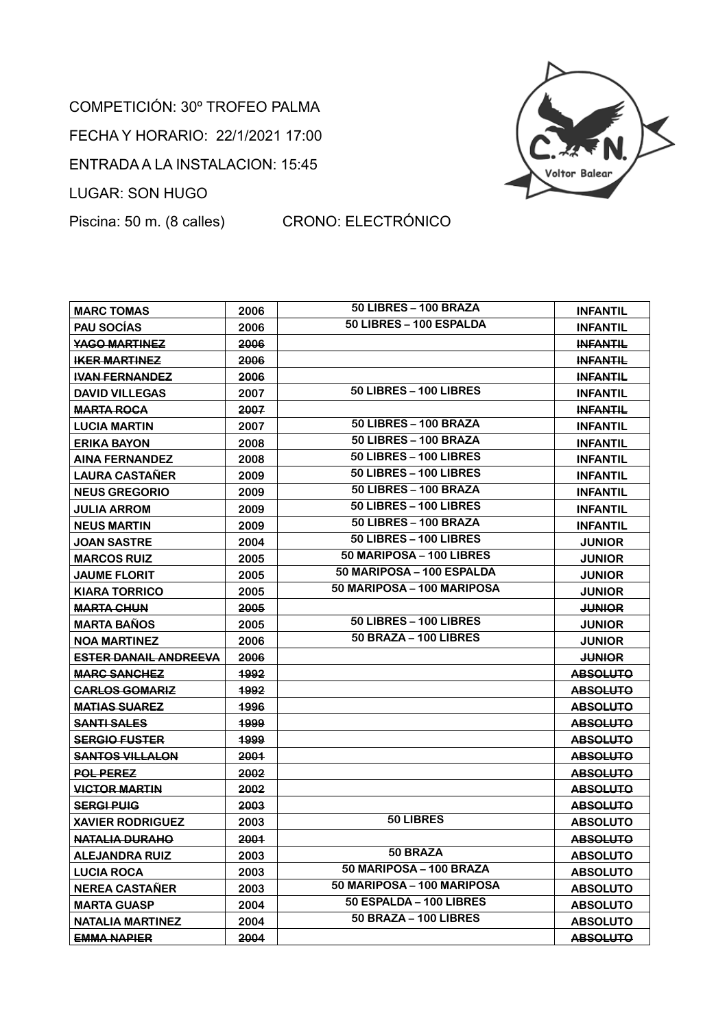COMPETICIÓN: 30º TROFEO PALMA

FECHA Y HORARIO: 22/1/2021 17:00

ENTRADA A LA INSTALACION: 15:45

LUGAR: SON HUGO

Piscina: 50 m. (8 calles) CRONO: ELECTRÓNICO

| | | | |
|---|---|---|---|
| **MARC TOMAS** | **2006** | **50 LIBRES – 100 BRAZA** | **INFANTIL** |
| **PAU SOCÍAS** | **2006** | **50 LIBRES – 100 ESPALDA** | **INFANTIL** |
| ~~**YAGO MARTINEZ**~~ | ~~**2006**~~ | | ~~**INFANTIL**~~ |
| ~~**IKER MARTINEZ**~~ | ~~**2006**~~ | | ~~**INFANTIL**~~ |
| ~~**IVAN FERNANDEZ**~~ | ~~**2006**~~ | | ~~**INFANTIL**~~ |
| **DAVID VILLEGAS** | **2007** | **50 LIBRES – 100 LIBRES** | **INFANTIL** |
| ~~**MARTA ROCA**~~ | ~~**2007**~~ | | ~~**INFANTIL**~~ |
| **LUCIA MARTIN** | **2007** | **50 LIBRES – 100 BRAZA** | **INFANTIL** |
| **ERIKA BAYON** | **2008** | **50 LIBRES – 100 BRAZA** | **INFANTIL** |
| **AINA FERNANDEZ** | **2008** | **50 LIBRES – 100 LIBRES** | **INFANTIL** |
| **LAURA CASTAÑER** | **2009** | **50 LIBRES – 100 LIBRES** | **INFANTIL** |
| **NEUS GREGORIO** | **2009** | **50 LIBRES – 100 BRAZA** | **INFANTIL** |
| **JULIA ARROM** | **2009** | **50 LIBRES – 100 LIBRES** | **INFANTIL** |
| **NEUS MARTIN** | **2009** | **50 LIBRES – 100 BRAZA** | **INFANTIL** |
| **JOAN SASTRE** | **2004** | **50 LIBRES – 100 LIBRES** | **JUNIOR** |
| **MARCOS RUIZ** | **2005** | **50 MARIPOSA – 100 LIBRES** | **JUNIOR** |
| **JAUME FLORIT** | **2005** | **50 MARIPOSA – 100 ESPALDA** | **JUNIOR** |
| **KIARA TORRICO** | **2005** | **50 MARIPOSA – 100 MARIPOSA** | **JUNIOR** |
| ~~**MARTA CHUN**~~ | ~~**2005**~~ | | ~~**JUNIOR**~~ |
| **MARTA BAÑOS** | **2005** | **50 LIBRES – 100 LIBRES** | **JUNIOR** |
| **NOA MARTINEZ** | **2006** | **50 BRAZA – 100 LIBRES** | **JUNIOR** |
| ~~**ESTER DANAIL ANDREEVA**~~ | ~~**2006**~~ | | ~~**JUNIOR**~~ |
| ~~**MARC SANCHEZ**~~ | ~~**1992**~~ | | ~~**ABSOLUTO**~~ |
| ~~**CARLOS GOMARIZ**~~ | ~~**1992**~~ | | ~~**ABSOLUTO**~~ |
| ~~**MATIAS SUAREZ**~~ | ~~**1996**~~ | | ~~**ABSOLUTO**~~ |
| ~~**SANTI SALES**~~ | ~~**1999**~~ | | ~~**ABSOLUTO**~~ |
| ~~**SERGIO FUSTER**~~ | ~~**1999**~~ | | ~~**ABSOLUTO**~~ |
| ~~**SANTOS VILLALON**~~ | ~~**2001**~~ | | ~~**ABSOLUTO**~~ |
| ~~**POL PEREZ**~~ | ~~**2002**~~ | | ~~**ABSOLUTO**~~ |
| ~~**VICTOR MARTIN**~~ | ~~**2002**~~ | | ~~**ABSOLUTO**~~ |
| ~~**SERGI PUIG**~~ | ~~**2003**~~ | | ~~**ABSOLUTO**~~ |
| **XAVIER RODRIGUEZ** | **2003** | **50 LIBRES** | **ABSOLUTO** |
| ~~**NATALIA DURAHO**~~ | ~~**2001**~~ | | ~~**ABSOLUTO**~~ |
| **ALEJANDRA RUIZ** | **2003** | **50 BRAZA** | **ABSOLUTO** |
| **LUCIA ROCA** | **2003** | **50 MARIPOSA – 100 BRAZA** | **ABSOLUTO** |
| **NEREA CASTAÑER** | **2003** | **50 MARIPOSA – 100 MARIPOSA** | **ABSOLUTO** |
| **MARTA GUASP** | **2004** | **50 ESPALDA – 100 LIBRES** | **ABSOLUTO** |
| **NATALIA MARTINEZ** | **2004** | **50 BRAZA – 100 LIBRES** | **ABSOLUTO** |
| ~~**EMMA NAPIER**~~ | ~~**2004**~~ | | ~~**ABSOLUTO**~~ |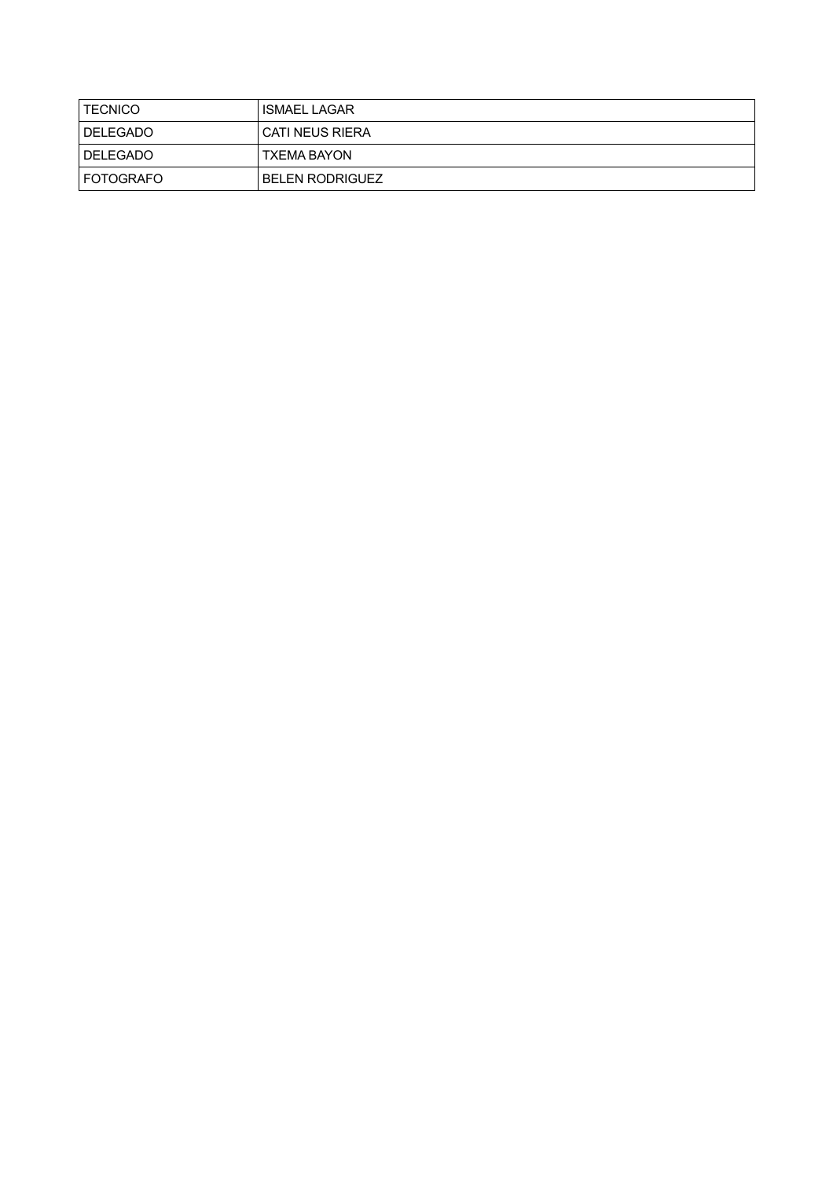| | |
|---|---|
| TECNICO | ISMAEL LAGAR |
| DELEGADO | CATI NEUS RIERA |
| DELEGADO | TXEMA BAYON |
| FOTOGRAFO | BELEN RODRIGUEZ |